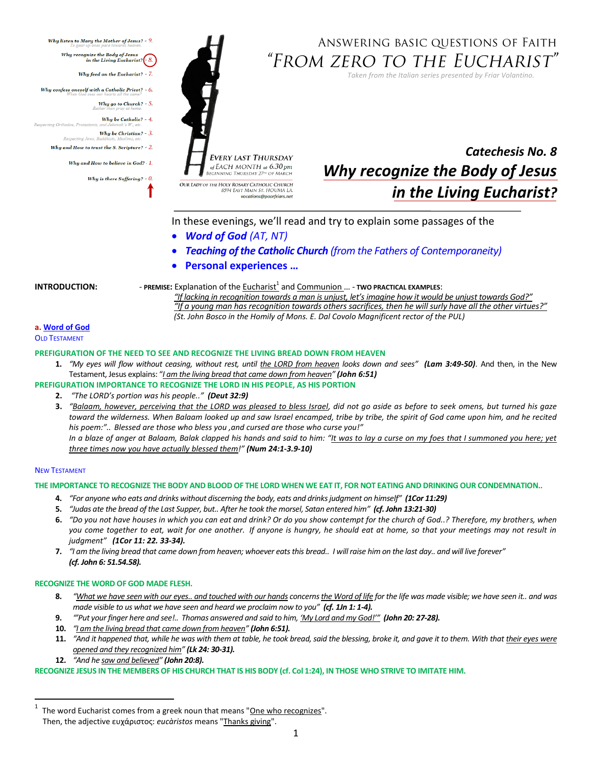Why listen to Mary the Mother of Jesus? - 9.
To gear up ones pace towards heaven.

Why recognize the Body of Jesus in the Living Eucharist? - 8.

Why feed on the Eucharist? - 7.

Why confess oneself with a Catholic Priest? - 6.
When God sees our hearts all the same?

Why go to Church? - 5.
Rather than pray at home.

Why be Catholic? - 4.
Respecting Orthodox, Protestants, and Jehovah's W., etc.

Why be Christian? - 3.
Respecting Jews, Buddhists, Muslims, etc.

Why and How to trust the S. Scripture? - 2.

Why and How to believe in God? - 1.

Why is there Suffering? - 0.

EVERY LAST THURSDAY of EACH MONTH at 6.30 pm
BEGINNING THURSDAY 27th OF MARCH

OUR LADY OF THE HOLY ROSARY CATHOLIC CHURCH
8594 EAST MAIN ST. HOUMA LA
vocations@poorfriars.net

# ANSWERING BASIC QUESTIONS OF FAITH
# "FROM ZERO TO THE EUCHARIST"

*Taken from the Italian series presented by Friar Volantino.*

## *Catechesis No. 8*
## *Why recognize the Body of Jesus in the Living Eucharist?*

In these evenings, we'll read and try to explain some passages of the

- ***Word of God*** *(AT, NT)*
- ***Teaching of the Catholic Church*** *(from the Fathers of Contemporaneity)*
- **Personal experiences …**

**INTRODUCTION:** - **PREMISE:** Explanation of the Eucharist[1] and Communion … - **TWO PRACTICAL EXAMPLES**:
*"If lacking in recognition towards a man is unjust, let's imagine how it would be unjust towards God?"*
*"If a young man has recognition towards others sacrifices, then he will surly have all the other virtues?"*
*(St. John Bosco in the Homily of Mons. E. Dal Covolo Magnificent rector of the PUL)*

### a. Word of God

OLD TESTAMENT

**PREFIGURATION OF THE NEED TO SEE AND RECOGNIZE THE LIVING BREAD DOWN FROM HEAVEN**

1. *"My eyes will flow without ceasing, without rest, until the LORD from heaven looks down and sees"* ***(Lam 3:49-50)***. And then, in the New Testament, Jesus explains: "*I am the living bread that came down from heaven" **(John 6:51)***

**PREFIGURATION IMPORTANCE TO RECOGNIZE THE LORD IN HIS PEOPLE, AS HIS PORTION**

2. *"The LORD's portion was his people.."* ***(Deut 32:9)***
3. *"Balaam, however, perceiving that the LORD was pleased to bless Israel, did not go aside as before to seek omens, but turned his gaze toward the wilderness. When Balaam looked up and saw Israel encamped, tribe by tribe, the spirit of God came upon him, and he recited his poem:".. Blessed are those who bless you ,and cursed are those who curse you!"*
*In a blaze of anger at Balaam, Balak clapped his hands and said to him: "It was to lay a curse on my foes that I summoned you here; yet three times now you have actually blessed them!"* ***(Num 24:1-3.9-10)***

NEW TESTAMENT

**THE IMPORTANCE TO RECOGNIZE THE BODY AND BLOOD OF THE LORD WHEN WE EAT IT, FOR NOT EATING AND DRINKING OUR CONDEMNATION..**

4. *"For anyone who eats and drinks without discerning the body, eats and drinks judgment on himself"* ***(1Cor 11:29)***
5. *"Judas ate the bread of the Last Supper, but.. After he took the morsel, Satan entered him"* ***(cf. John 13:21-30)***
6. *"Do you not have houses in which you can eat and drink? Or do you show contempt for the church of God..? Therefore, my brothers, when you come together to eat, wait for one another. If anyone is hungry, he should eat at home, so that your meetings may not result in judgment"* ***(1Cor 11: 22. 33-34).***
7. *"I am the living bread that came down from heaven; whoever eats this bread.. I will raise him on the last day.. and will live forever"* ***(cf. John 6: 51.54.58).***

**RECOGNIZE THE WORD OF GOD MADE FLESH.**

8. *"What we have seen with our eyes.. and touched with our hands concerns the Word of life for the life was made visible; we have seen it.. and was made visible to us what we have seen and heard we proclaim now to you"* ***(cf. 1Jn 1: 1-4).***
9. *""Put your finger here and see!.. Thomas answered and said to him, 'My Lord and my God!'"* ***(John 20: 27-28).***
10. *"I am the living bread that came down from heaven"* ***(John 6:51).***
11. *"And it happened that, while he was with them at table, he took bread, said the blessing, broke it, and gave it to them. With that their eyes were opened and they recognized him"* ***(Lk 24: 30-31).***
12. *"And he saw and believed"* ***(John 20:8).***

**RECOGNIZE JESUS IN THE MEMBERS OF HIS CHURCH THAT IS HIS BODY (cf. Col 1:24), IN THOSE WHO STRIVE TO IMITATE HIM.**

---

[1] The word Eucharist comes from a greek noun that means "One who recognizes".
Then, the adjective ευχάριστος: *eucàristos* means "Thanks giving".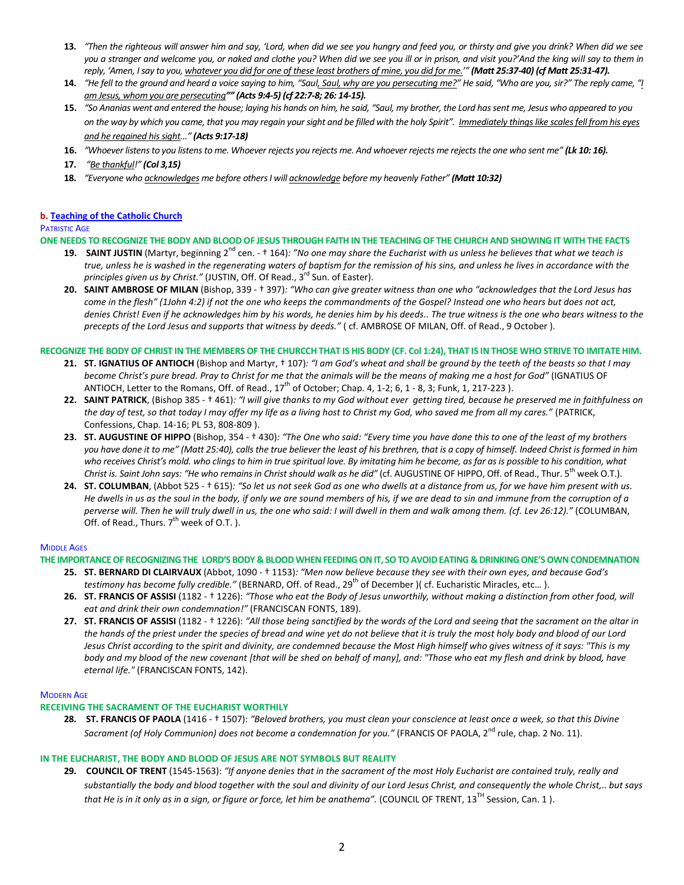13. *"Then the righteous will answer him and say, 'Lord, when did we see you hungry and feed you, or thirsty and give you drink? When did we see you a stranger and welcome you, or naked and clothe you? When did we see you ill or in prison, and visit you?'And the king will say to them in reply, 'Amen, I say to you, whatever you did for one of these least brothers of mine, you did for me.'" **(Matt 25:37-40) (cf Matt 25:31-47).***
14. *"He fell to the ground and heard a voice saying to him, "Saul, Saul, why are you persecuting me?" He said, "Who are you, sir?" The reply came, "I am Jesus, whom you are persecuting"" **(Acts 9:4-5) (cf 22:7-8; 26: 14-15).***
15. *"So Ananias went and entered the house; laying his hands on him, he said, "Saul, my brother, the Lord has sent me, Jesus who appeared to you on the way by which you came, that you may regain your sight and be filled with the holy Spirit". Immediately things like scales fell from his eyes and he regained his sight…" **(Acts 9:17-18)***
16. *"Whoever listens to you listens to me. Whoever rejects you rejects me. And whoever rejects me rejects the one who sent me" **(Lk 10: 16).***
17. *"Be thankful!" **(Col 3,15)***
18. *"Everyone who acknowledges me before others I will acknowledge before my heavenly Father" **(Matt 10:32)***

**b. Teaching of the Catholic Church**

PATRISTIC AGE

**ONE NEEDS TO RECOGNIZE THE BODY AND BLOOD OF JESUS THROUGH FAITH IN THE TEACHING OF THE CHURCH AND SHOWING IT WITH THE FACTS**

19. **SAINT JUSTIN** (Martyr, beginning 2nd cen. - † 164): *"No one may share the Eucharist with us unless he believes that what we teach is true, unless he is washed in the regenerating waters of baptism for the remission of his sins, and unless he lives in accordance with the principles given us by Christ."* (JUSTIN, Off. Of Read., 3rd Sun. of Easter).
20. **SAINT AMBROSE OF MILAN** (Bishop, 339 - † 397)*: "Who can give greater witness than one who "acknowledges that the Lord Jesus has come in the flesh" (1John 4:2) if not the one who keeps the commandments of the Gospel? Instead one who hears but does not act, denies Christ! Even if he acknowledges him by his words, he denies him by his deeds.. The true witness is the one who bears witness to the precepts of the Lord Jesus and supports that witness by deeds."* ( cf. AMBROSE OF MILAN, Off. of Read., 9 October ).

**RECOGNIZE THE BODY OF CHRIST IN THE MEMBERS OF THE CHURCCH THAT IS HIS BODY (CF. Col 1:24), THAT IS IN THOSE WHO STRIVE TO IMITATE HIM.**

21. **ST. IGNATIUS OF ANTIOCH** (Bishop and Martyr, † 107)*: "I am God's wheat and shall be ground by the teeth of the beasts so that I may become Christ's pure bread. Pray to Christ for me that the animals will be the means of making me a host for God"* (IGNATIUS OF ANTIOCH, Letter to the Romans, Off. of Read., 17th of October; Chap. 4, 1-2; 6, 1 - 8, 3; Funk, 1, 217-223 ).
22. **SAINT PATRICK**, (Bishop 385 - † 461)*: "I will give thanks to my God without ever getting tired, because he preserved me in faithfulness on the day of test, so that today I may offer my life as a living host to Christ my God, who saved me from all my cares."* (PATRICK, Confessions, Chap. 14-16; PL 53, 808-809 ).
23. **ST. AUGUSTINE OF HIPPO** (Bishop, 354 - † 430)*: "The One who said: "Every time you have done this to one of the least of my brothers you have done it to me" (Matt 25:40), calls the true believer the least of his brethren, that is a copy of himself. Indeed Christ is formed in him who receives Christ's mold. who clings to him in true spiritual love. By imitating him he become, as far as is possible to his condition, what Christ is. Saint John says: "He who remains in Christ should walk as he did"* (cf. AUGUSTINE OF HIPPO, Off. of Read., Thur. 5th week O.T.).
24. **ST. COLUMBAN**, (Abbot 525 - † 615)*: "So let us not seek God as one who dwells at a distance from us, for we have him present with us. He dwells in us as the soul in the body, if only we are sound members of his, if we are dead to sin and immune from the corruption of a perverse will. Then he will truly dwell in us, the one who said: I will dwell in them and walk among them. (cf. Lev 26:12)."* (COLUMBAN, Off. of Read., Thurs. 7th week of O.T. ).

MIDDLE AGES

**THE IMPORTANCE OF RECOGNIZING THE LORD'S BODY & BLOOD WHEN FEEDING ON IT, SO TO AVOID EATING & DRINKING ONE'S OWN CONDEMNATION**

25. **ST. BERNARD DI CLAIRVAUX** (Abbot, 1090 - † 1153)*: "Men now believe because they see with their own eyes, and because God's testimony has become fully credible."* (BERNARD, Off. of Read., 29th of December )( cf. Eucharistic Miracles, etc… ).
26. **ST. FRANCIS OF ASSISI** (1182 - † 1226): *"Those who eat the Body of Jesus unworthily, without making a distinction from other food, will eat and drink their own condemnation!"* (FRANCISCAN FONTS, 189).
27. **ST. FRANCIS OF ASSISI** (1182 - † 1226): *"All those being sanctified by the words of the Lord and seeing that the sacrament on the altar in the hands of the priest under the species of bread and wine yet do not believe that it is truly the most holy body and blood of our Lord Jesus Christ according to the spirit and divinity, are condemned because the Most High himself who gives witness of it says: "This is my body and my blood of the new covenant [that will be shed on behalf of many], and: "Those who eat my flesh and drink by blood, have eternal life."* (FRANCISCAN FONTS, 142).

MODERN AGE

**RECEIVING THE SACRAMENT OF THE EUCHARIST WORTHILY**

28. **ST. FRANCIS OF PAOLA** (1416 - † 1507): *"Beloved brothers, you must clean your conscience at least once a week, so that this Divine Sacrament (of Holy Communion) does not become a condemnation for you."* (FRANCIS OF PAOLA, 2nd rule, chap. 2 No. 11).

**IN THE EUCHARIST, THE BODY AND BLOOD OF JESUS ARE NOT SYMBOLS BUT REALITY**

29. **COUNCIL OF TRENT** (1545-1563): *"If anyone denies that in the sacrament of the most Holy Eucharist are contained truly, really and substantially the body and blood together with the soul and divinity of our Lord Jesus Christ, and consequently the whole Christ,.. but says that He is in it only as in a sign, or figure or force, let him be anathema".* (COUNCIL OF TRENT, 13TH Session, Can. 1 ).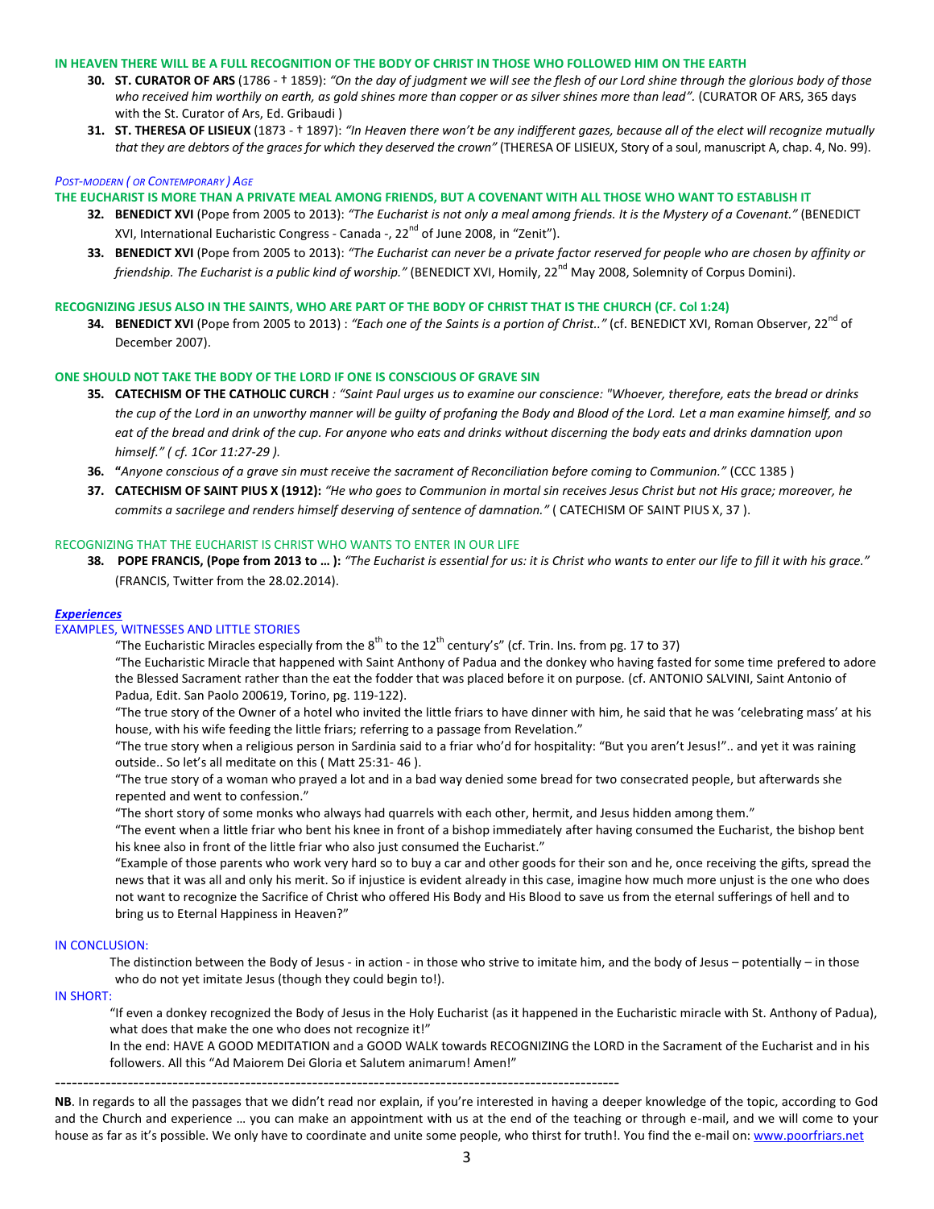**IN HEAVEN THERE WILL BE A FULL RECOGNITION OF THE BODY OF CHRIST IN THOSE WHO FOLLOWED HIM ON THE EARTH**

30. **ST. CURATOR OF ARS** (1786 - † 1859): *"On the day of judgment we will see the flesh of our Lord shine through the glorious body of those who received him worthily on earth, as gold shines more than copper or as silver shines more than lead".* (CURATOR OF ARS, 365 days with the St. Curator of Ars, Ed. Gribaudi )
31. **ST. THERESA OF LISIEUX** (1873 - † 1897): *"In Heaven there won't be any indifferent gazes, because all of the elect will recognize mutually that they are debtors of the graces for which they deserved the crown"* (THERESA OF LISIEUX, Story of a soul, manuscript A, chap. 4, No. 99).

*POST-MODERN ( OR CONTEMPORARY ) AGE*

**THE EUCHARIST IS MORE THAN A PRIVATE MEAL AMONG FRIENDS, BUT A COVENANT WITH ALL THOSE WHO WANT TO ESTABLISH IT**

32. **BENEDICT XVI** (Pope from 2005 to 2013): *"The Eucharist is not only a meal among friends. It is the Mystery of a Covenant."* (BENEDICT XVI, International Eucharistic Congress - Canada -, 22nd of June 2008, in "Zenit").
33. **BENEDICT XVI** (Pope from 2005 to 2013): *"The Eucharist can never be a private factor reserved for people who are chosen by affinity or friendship. The Eucharist is a public kind of worship."* (BENEDICT XVI, Homily, 22nd May 2008, Solemnity of Corpus Domini).

**RECOGNIZING JESUS ALSO IN THE SAINTS, WHO ARE PART OF THE BODY OF CHRIST THAT IS THE CHURCH (CF. Col 1:24)**

34. **BENEDICT XVI** (Pope from 2005 to 2013) : *"Each one of the Saints is a portion of Christ.."* (cf. BENEDICT XVI, Roman Observer, 22nd of December 2007).

**ONE SHOULD NOT TAKE THE BODY OF THE LORD IF ONE IS CONSCIOUS OF GRAVE SIN**

35. **CATECHISM OF THE CATHOLIC CURCH** *: "Saint Paul urges us to examine our conscience: "Whoever, therefore, eats the bread or drinks the cup of the Lord in an unworthy manner will be guilty of profaning the Body and Blood of the Lord. Let a man examine himself, and so eat of the bread and drink of the cup. For anyone who eats and drinks without discerning the body eats and drinks damnation upon himself." ( cf. 1Cor 11:27-29 ).*
36. **"***Anyone conscious of a grave sin must receive the sacrament of Reconciliation before coming to Communion."* (CCC 1385 )
37. **CATECHISM OF SAINT PIUS X (1912):** *"He who goes to Communion in mortal sin receives Jesus Christ but not His grace; moreover, he commits a sacrilege and renders himself deserving of sentence of damnation."* ( CATECHISM OF SAINT PIUS X, 37 ).

RECOGNIZING THAT THE EUCHARIST IS CHRIST WHO WANTS TO ENTER IN OUR LIFE

38. **POPE FRANCIS, (Pope from 2013 to … ):** *"The Eucharist is essential for us: it is Christ who wants to enter our life to fill it with his grace."* (FRANCIS, Twitter from the 28.02.2014).

***Experiences***

EXAMPLES, WITNESSES AND LITTLE STORIES

"The Eucharistic Miracles especially from the 8th to the 12th century's" (cf. Trin. Ins. from pg. 17 to 37)

"The Eucharistic Miracle that happened with Saint Anthony of Padua and the donkey who having fasted for some time prefered to adore the Blessed Sacrament rather than the eat the fodder that was placed before it on purpose. (cf. ANTONIO SALVINI, Saint Antonio of Padua, Edit. San Paolo 200619, Torino, pg. 119-122).

"The true story of the Owner of a hotel who invited the little friars to have dinner with him, he said that he was 'celebrating mass' at his house, with his wife feeding the little friars; referring to a passage from Revelation."

"The true story when a religious person in Sardinia said to a friar who'd for hospitality: "But you aren't Jesus!".. and yet it was raining outside.. So let's all meditate on this ( Matt 25:31- 46 ).

"The true story of a woman who prayed a lot and in a bad way denied some bread for two consecrated people, but afterwards she repented and went to confession."

"The short story of some monks who always had quarrels with each other, hermit, and Jesus hidden among them."

"The event when a little friar who bent his knee in front of a bishop immediately after having consumed the Eucharist, the bishop bent his knee also in front of the little friar who also just consumed the Eucharist."

"Example of those parents who work very hard so to buy a car and other goods for their son and he, once receiving the gifts, spread the news that it was all and only his merit. So if injustice is evident already in this case, imagine how much more unjust is the one who does not want to recognize the Sacrifice of Christ who offered His Body and His Blood to save us from the eternal sufferings of hell and to bring us to Eternal Happiness in Heaven?"

IN CONCLUSION:

The distinction between the Body of Jesus - in action - in those who strive to imitate him, and the body of Jesus – potentially – in those who do not yet imitate Jesus (though they could begin to!).

IN SHORT:

"If even a donkey recognized the Body of Jesus in the Holy Eucharist (as it happened in the Eucharistic miracle with St. Anthony of Padua), what does that make the one who does not recognize it!"

In the end: HAVE A GOOD MEDITATION and a GOOD WALK towards RECOGNIZING the LORD in the Sacrament of the Eucharist and in his followers. All this "Ad Maiorem Dei Gloria et Salutem animarum! Amen!"

---

**NB**. In regards to all the passages that we didn't read nor explain, if you're interested in having a deeper knowledge of the topic, according to God and the Church and experience … you can make an appointment with us at the end of the teaching or through e-mail, and we will come to your house as far as it's possible. We only have to coordinate and unite some people, who thirst for truth!. You find the e-mail on: www.poorfriars.net